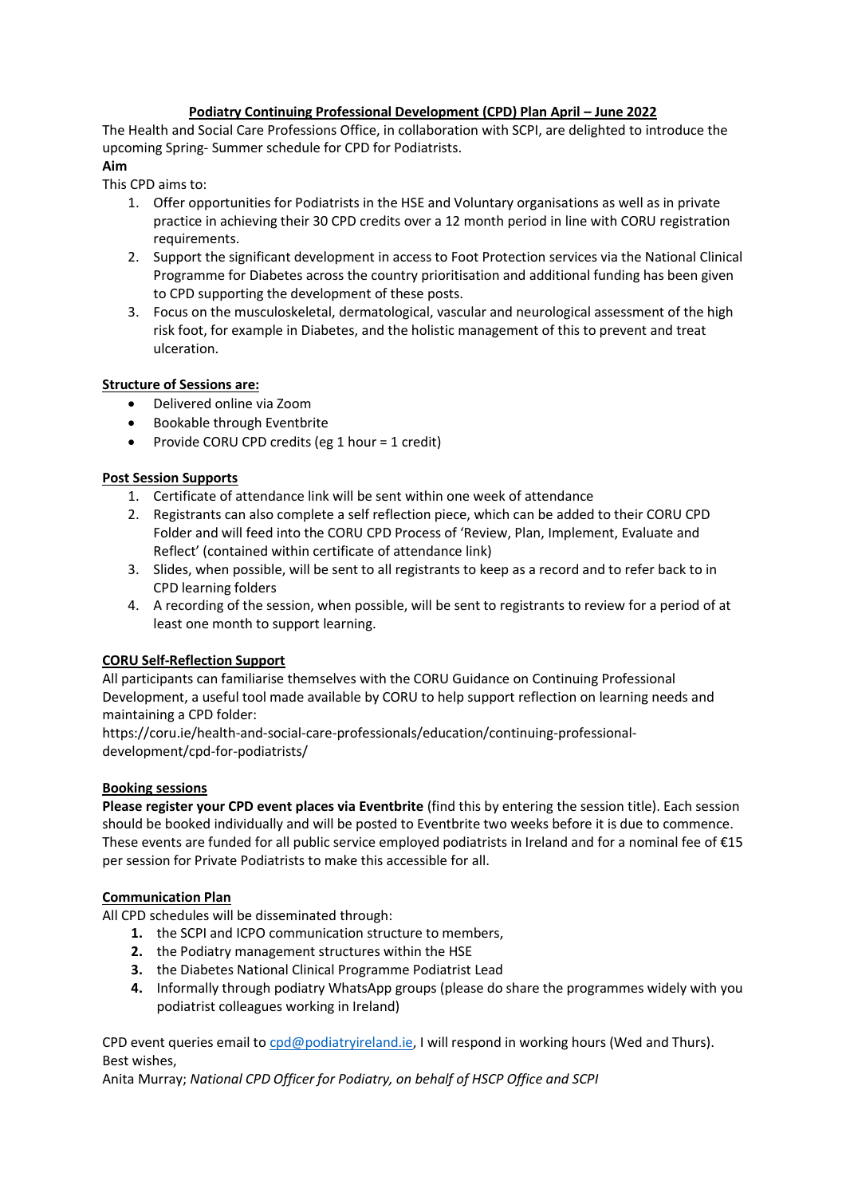# Podiatry Continuing Professional Development (CPD) Plan April – June 2022

The Health and Social Care Professions Office, in collaboration with SCPI, are delighted to introduce the upcoming Spring- Summer schedule for CPD for Podiatrists.

**Aim**

This CPD aims to:

1. Offer opportunities for Podiatrists in the HSE and Voluntary organisations as well as in private practice in achieving their 30 CPD credits over a 12 month period in line with CORU registration requirements.
2. Support the significant development in access to Foot Protection services via the National Clinical Programme for Diabetes across the country prioritisation and additional funding has been given to CPD supporting the development of these posts.
3. Focus on the musculoskeletal, dermatological, vascular and neurological assessment of the high risk foot, for example in Diabetes, and the holistic management of this to prevent and treat ulceration.

## Structure of Sessions are:

- Delivered online via Zoom
- Bookable through Eventbrite
- Provide CORU CPD credits (eg 1 hour = 1 credit)

## Post Session Supports

1. Certificate of attendance link will be sent within one week of attendance
2. Registrants can also complete a self reflection piece, which can be added to their CORU CPD Folder and will feed into the CORU CPD Process of 'Review, Plan, Implement, Evaluate and Reflect' (contained within certificate of attendance link)
3. Slides, when possible, will be sent to all registrants to keep as a record and to refer back to in CPD learning folders
4. A recording of the session, when possible, will be sent to registrants to review for a period of at least one month to support learning.

## CORU Self-Reflection Support

All participants can familiarise themselves with the CORU Guidance on Continuing Professional Development, a useful tool made available by CORU to help support reflection on learning needs and maintaining a CPD folder:
https://coru.ie/health-and-social-care-professionals/education/continuing-professional-development/cpd-for-podiatrists/

## Booking sessions

**Please register your CPD event places via Eventbrite** (find this by entering the session title). Each session should be booked individually and will be posted to Eventbrite two weeks before it is due to commence. These events are funded for all public service employed podiatrists in Ireland and for a nominal fee of €15 per session for Private Podiatrists to make this accessible for all.

## Communication Plan

All CPD schedules will be disseminated through:

1. the SCPI and ICPO communication structure to members,
2. the Podiatry management structures within the HSE
3. the Diabetes National Clinical Programme Podiatrist Lead
4. Informally through podiatry WhatsApp groups (please do share the programmes widely with you podiatrist colleagues working in Ireland)

CPD event queries email to cpd@podiatryireland.ie, I will respond in working hours (Wed and Thurs).
Best wishes,
Anita Murray; *National CPD Officer for Podiatry, on behalf of HSCP Office and SCPI*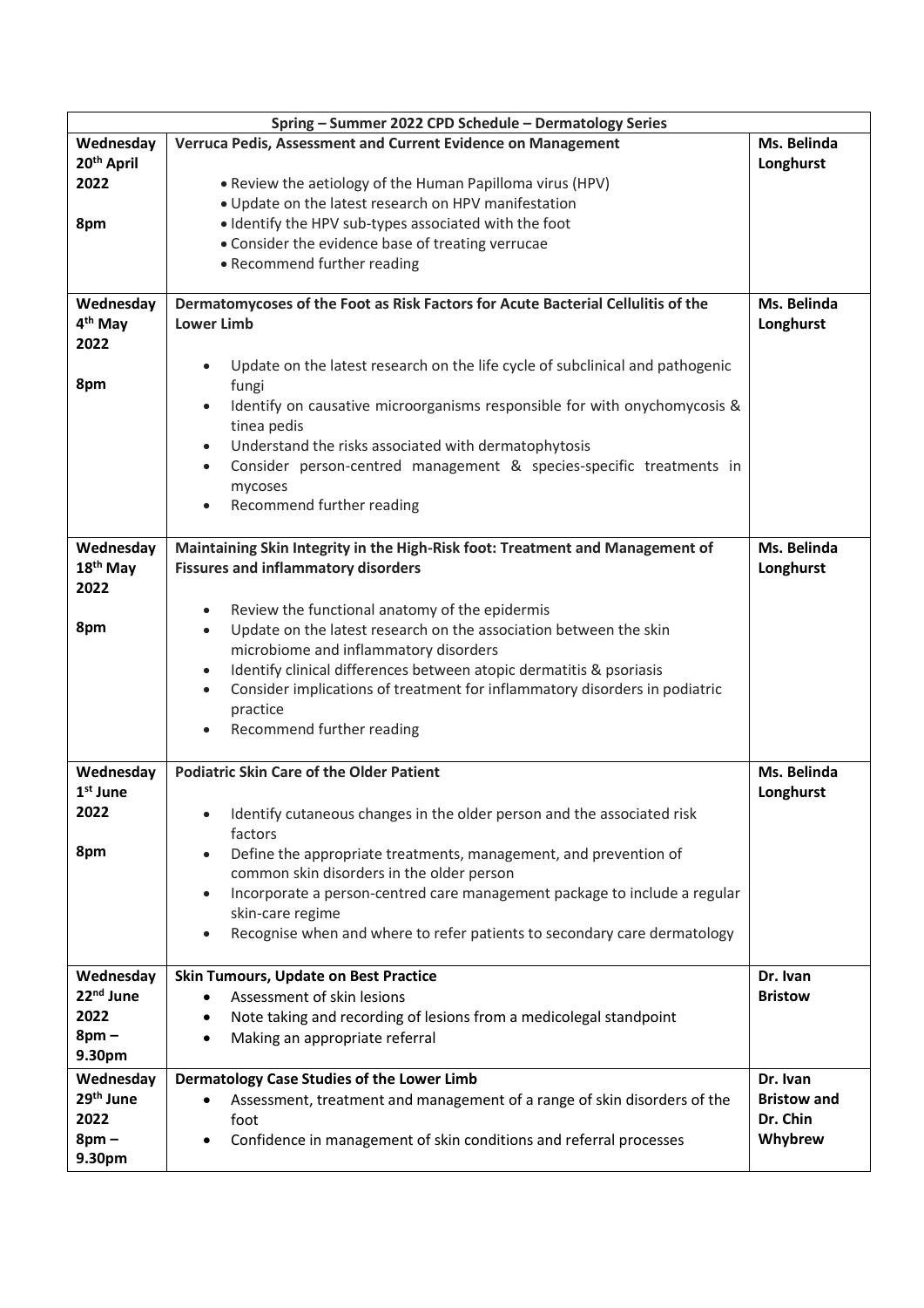| Spring – Summer 2022 CPD Schedule – Dermatology Series | | |
|---|---|---|
| **Wednesday 20th April 2022**<br><br>**8pm** | **Verruca Pedis, Assessment and Current Evidence on Management**<br><br>• Review the aetiology of the Human Papilloma virus (HPV)<br>• Update on the latest research on HPV manifestation<br>• Identify the HPV sub-types associated with the foot<br>• Consider the evidence base of treating verrucae<br>• Recommend further reading | **Ms. Belinda Longhurst** |
| **Wednesday 4th May 2022**<br><br>**8pm** | **Dermatomycoses of the Foot as Risk Factors for Acute Bacterial Cellulitis of the Lower Limb**<br><br>• Update on the latest research on the life cycle of subclinical and pathogenic fungi<br>• Identify on causative microorganisms responsible for with onychomycosis & tinea pedis<br>• Understand the risks associated with dermatophytosis<br>• Consider person-centred management & species-specific treatments in mycoses<br>• Recommend further reading | **Ms. Belinda Longhurst** |
| **Wednesday 18th May 2022**<br><br>**8pm** | **Maintaining Skin Integrity in the High-Risk foot: Treatment and Management of Fissures and inflammatory disorders**<br><br>• Review the functional anatomy of the epidermis<br>• Update on the latest research on the association between the skin microbiome and inflammatory disorders<br>• Identify clinical differences between atopic dermatitis & psoriasis<br>• Consider implications of treatment for inflammatory disorders in podiatric practice<br>• Recommend further reading | **Ms. Belinda Longhurst** |
| **Wednesday 1st June 2022**<br><br>**8pm** | **Podiatric Skin Care of the Older Patient**<br><br>• Identify cutaneous changes in the older person and the associated risk factors<br>• Define the appropriate treatments, management, and prevention of common skin disorders in the older person<br>• Incorporate a person-centred care management package to include a regular skin-care regime<br>• Recognise when and where to refer patients to secondary care dermatology | **Ms. Belinda Longhurst** |
| **Wednesday 22nd June 2022 8pm – 9.30pm** | **Skin Tumours, Update on Best Practice**<br>• Assessment of skin lesions<br>• Note taking and recording of lesions from a medicolegal standpoint<br>• Making an appropriate referral | **Dr. Ivan Bristow** |
| **Wednesday 29th June 2022 8pm – 9.30pm** | **Dermatology Case Studies of the Lower Limb**<br>• Assessment, treatment and management of a range of skin disorders of the foot<br>• Confidence in management of skin conditions and referral processes | **Dr. Ivan Bristow and Dr. Chin Whybrew** |